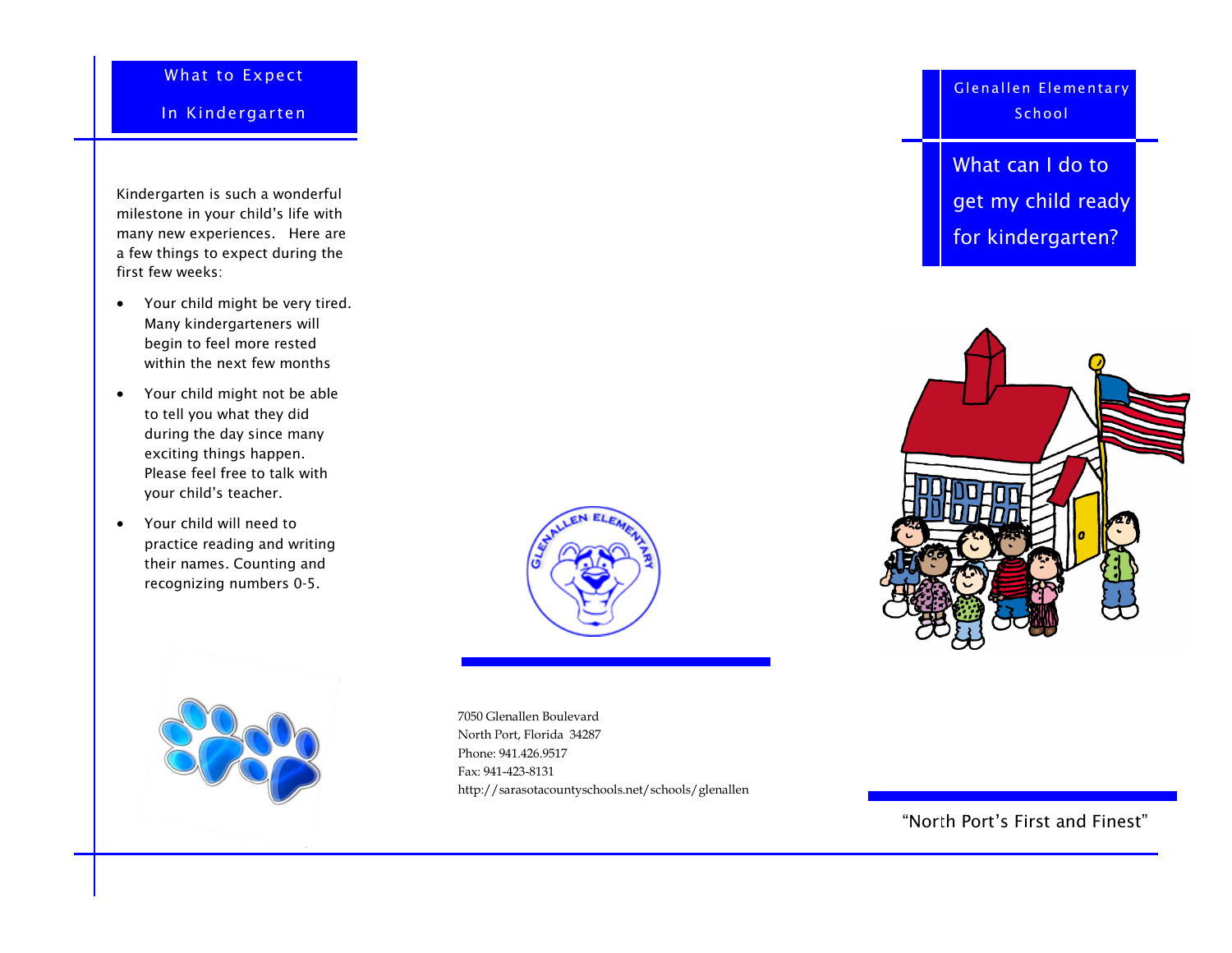## What to Expect In Kindergarten

Kindergarten is such a wonderful milestone in your child's life with many new experiences. Here are a few things to expect during the first few weeks:

- Your child might be very tired. Many kindergarteners will begin to feel more rested within the next few months
- Your child might not be able to tell you what they did during the day since many exciting things happen. Please feel free to talk with your child's teacher.
- Your child will need to practice reading and writing their names. Counting and recognizing numbers 0-5.

7050 Glenallen Boulevard
North Port, Florida 34287
Phone: 941.426.9517
Fax: 941-423-8131
http://sarasotacountyschools.net/schools/glenallen

## Glenallen Elementary School

# What can I do to get my child ready for kindergarten?

"North Port's First and Finest"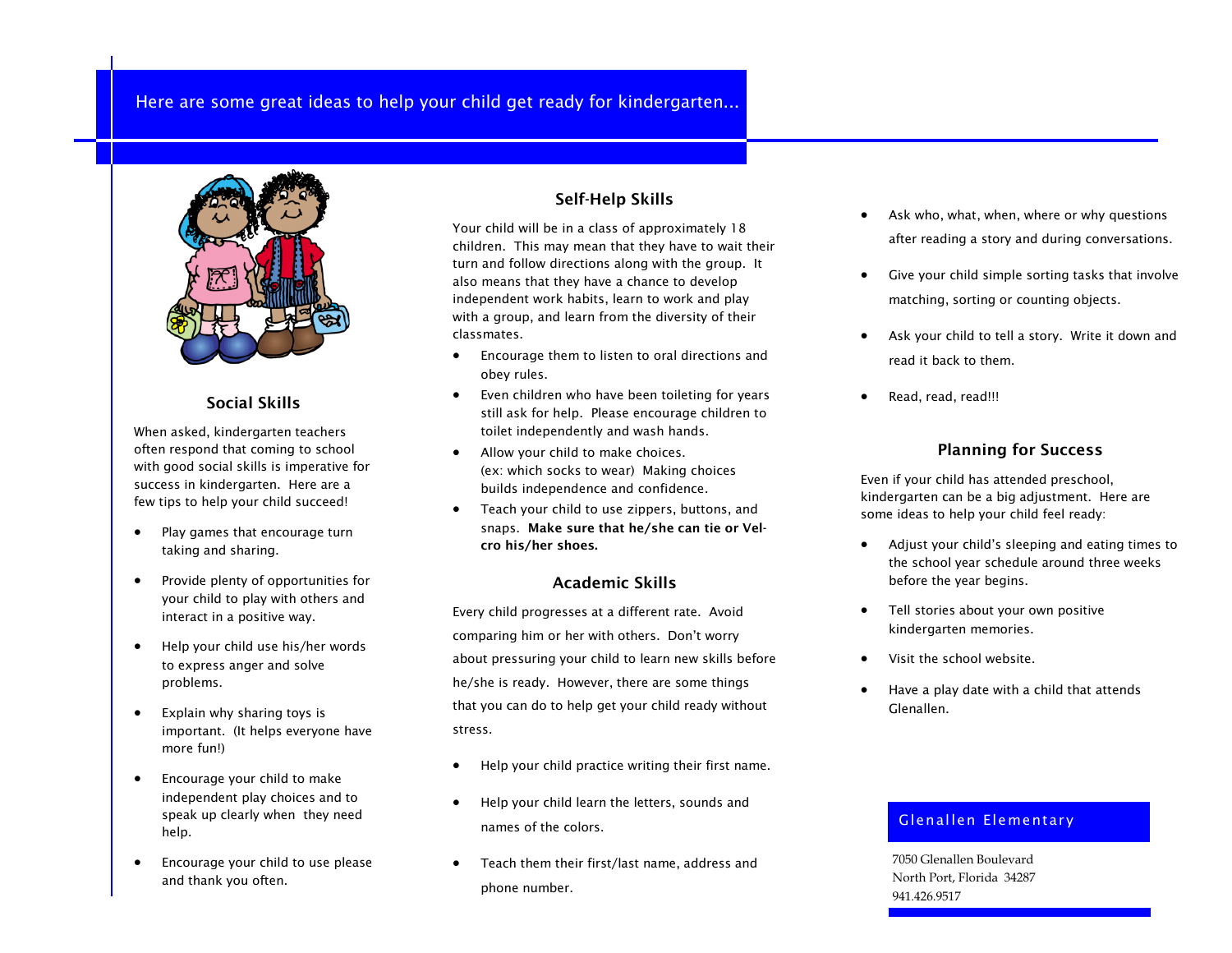Here are some great ideas to help your child get ready for kindergarten...

## Social Skills

When asked, kindergarten teachers often respond that coming to school with good social skills is imperative for success in kindergarten. Here are a few tips to help your child succeed!

- Play games that encourage turn taking and sharing.
- Provide plenty of opportunities for your child to play with others and interact in a positive way.
- Help your child use his/her words to express anger and solve problems.
- Explain why sharing toys is important. (It helps everyone have more fun!)
- Encourage your child to make independent play choices and to speak up clearly when they need help.
- Encourage your child to use please and thank you often.

## Self-Help Skills

Your child will be in a class of approximately 18 children. This may mean that they have to wait their turn and follow directions along with the group. It also means that they have a chance to develop independent work habits, learn to work and play with a group, and learn from the diversity of their classmates.

- Encourage them to listen to oral directions and obey rules.
- Even children who have been toileting for years still ask for help. Please encourage children to toilet independently and wash hands.
- Allow your child to make choices. (ex: which socks to wear) Making choices builds independence and confidence.
- Teach your child to use zippers, buttons, and snaps. **Make sure that he/she can tie or Velcro his/her shoes.**

## Academic Skills

Every child progresses at a different rate. Avoid comparing him or her with others. Don't worry about pressuring your child to learn new skills before he/she is ready. However, there are some things that you can do to help get your child ready without stress.

- Help your child practice writing their first name.
- Help your child learn the letters, sounds and names of the colors.
- Teach them their first/last name, address and phone number.
- Ask who, what, when, where or why questions after reading a story and during conversations.
- Give your child simple sorting tasks that involve matching, sorting or counting objects.
- Ask your child to tell a story. Write it down and read it back to them.
- Read, read, read!!!

## Planning for Success

Even if your child has attended preschool, kindergarten can be a big adjustment. Here are some ideas to help your child feel ready:

- Adjust your child's sleeping and eating times to the school year schedule around three weeks before the year begins.
- Tell stories about your own positive kindergarten memories.
- Visit the school website.
- Have a play date with a child that attends Glenallen.

**Glenallen Elementary**

7050 Glenallen Boulevard
North Port, Florida 34287
941.426.9517